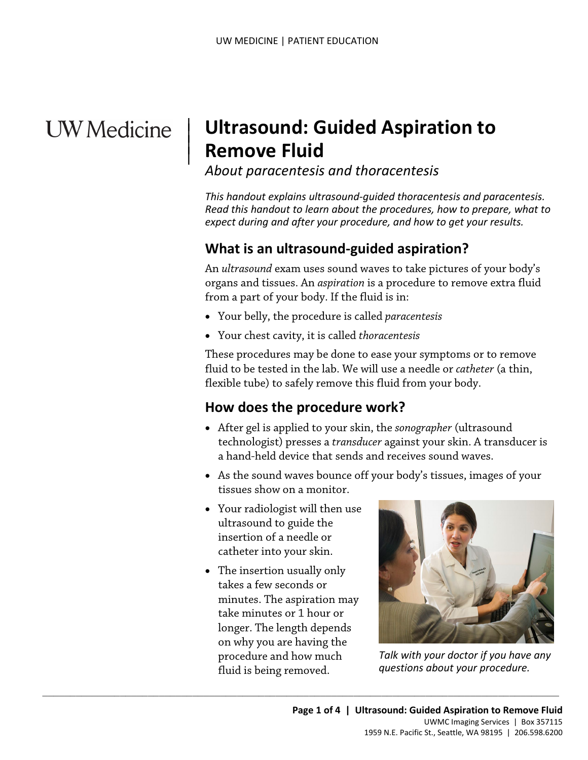# Ultrasound: Guided Aspiration to Remove Fluid

*About paracentesis and thoracentesis*

*This handout explains ultrasound-guided thoracentesis and paracentesis. Read this handout to learn about the procedures, how to prepare, what to expect during and after your procedure, and how to get your results.*

## What is an ultrasound-guided aspiration?

An *ultrasound* exam uses sound waves to take pictures of your body's organs and tissues. An *aspiration* is a procedure to remove extra fluid from a part of your body. If the fluid is in:

- Your belly, the procedure is called *paracentesis*
- Your chest cavity, it is called *thoracentesis*

These procedures may be done to ease your symptoms or to remove fluid to be tested in the lab. We will use a needle or *catheter* (a thin, flexible tube) to safely remove this fluid from your body.

## How does the procedure work?

- After gel is applied to your skin, the *sonographer* (ultrasound technologist) presses a *transducer* against your skin. A transducer is a hand-held device that sends and receives sound waves.
- As the sound waves bounce off your body's tissues, images of your tissues show on a monitor.
- Your radiologist will then use ultrasound to guide the insertion of a needle or catheter into your skin.
- The insertion usually only takes a few seconds or minutes. The aspiration may take minutes or 1 hour or longer. The length depends on why you are having the procedure and how much fluid is being removed.

*Talk with your doctor if you have any questions about your procedure.*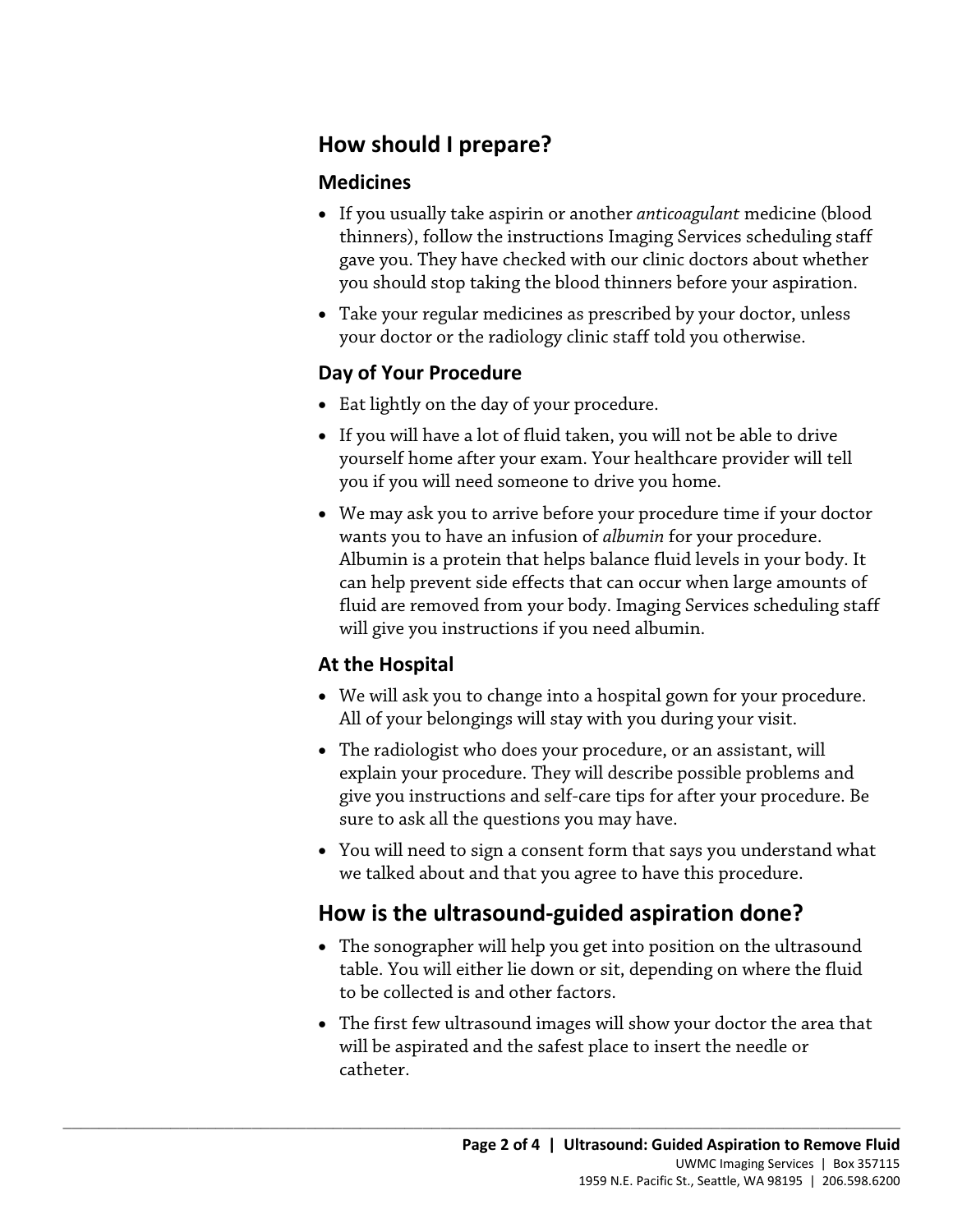## How should I prepare?

### Medicines

- If you usually take aspirin or another *anticoagulant* medicine (blood thinners), follow the instructions Imaging Services scheduling staff gave you. They have checked with our clinic doctors about whether you should stop taking the blood thinners before your aspiration.
- Take your regular medicines as prescribed by your doctor, unless your doctor or the radiology clinic staff told you otherwise.

### Day of Your Procedure

- Eat lightly on the day of your procedure.
- If you will have a lot of fluid taken, you will not be able to drive yourself home after your exam. Your healthcare provider will tell you if you will need someone to drive you home.
- We may ask you to arrive before your procedure time if your doctor wants you to have an infusion of *albumin* for your procedure. Albumin is a protein that helps balance fluid levels in your body. It can help prevent side effects that can occur when large amounts of fluid are removed from your body. Imaging Services scheduling staff will give you instructions if you need albumin.

### At the Hospital

- We will ask you to change into a hospital gown for your procedure. All of your belongings will stay with you during your visit.
- The radiologist who does your procedure, or an assistant, will explain your procedure. They will describe possible problems and give you instructions and self-care tips for after your procedure. Be sure to ask all the questions you may have.
- You will need to sign a consent form that says you understand what we talked about and that you agree to have this procedure.

## How is the ultrasound-guided aspiration done?

- The sonographer will help you get into position on the ultrasound table. You will either lie down or sit, depending on where the fluid to be collected is and other factors.
- The first few ultrasound images will show your doctor the area that will be aspirated and the safest place to insert the needle or catheter.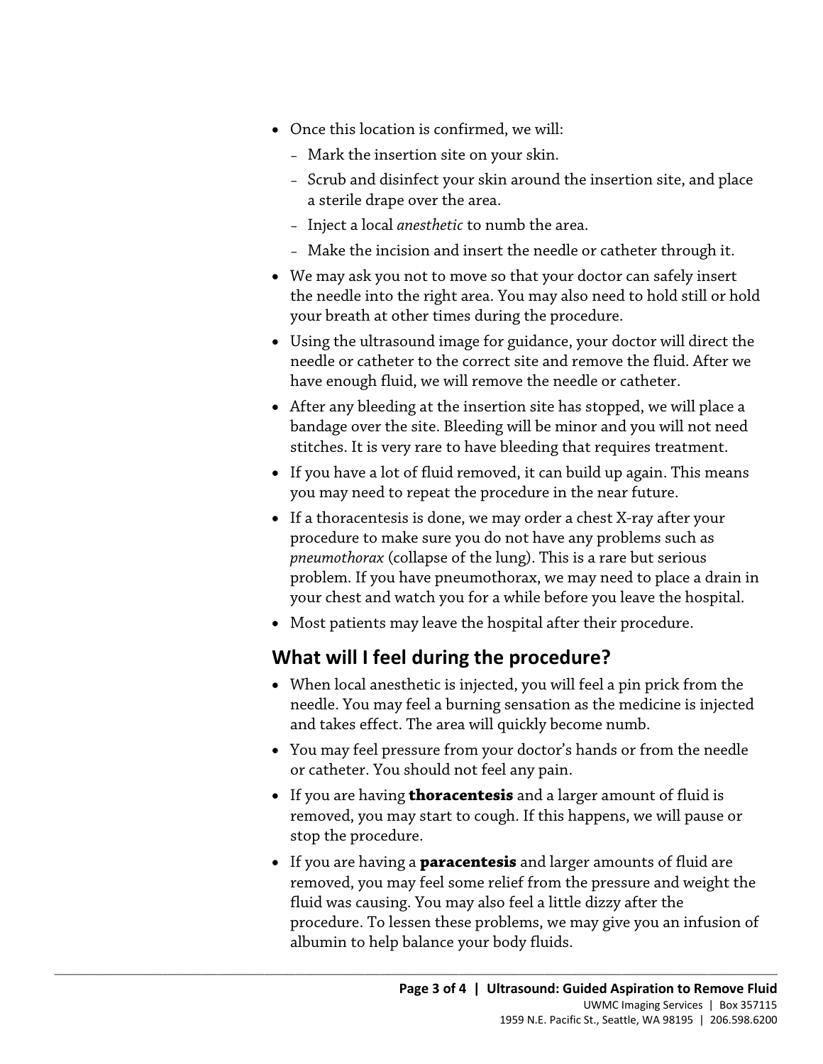- Once this location is confirmed, we will:
  - Mark the insertion site on your skin.
  - Scrub and disinfect your skin around the insertion site, and place a sterile drape over the area.
  - Inject a local *anesthetic* to numb the area.
  - Make the incision and insert the needle or catheter through it.
- We may ask you not to move so that your doctor can safely insert the needle into the right area. You may also need to hold still or hold your breath at other times during the procedure.
- Using the ultrasound image for guidance, your doctor will direct the needle or catheter to the correct site and remove the fluid. After we have enough fluid, we will remove the needle or catheter.
- After any bleeding at the insertion site has stopped, we will place a bandage over the site. Bleeding will be minor and you will not need stitches. It is very rare to have bleeding that requires treatment.
- If you have a lot of fluid removed, it can build up again. This means you may need to repeat the procedure in the near future.
- If a thoracentesis is done, we may order a chest X-ray after your procedure to make sure you do not have any problems such as *pneumothorax* (collapse of the lung). This is a rare but serious problem. If you have pneumothorax, we may need to place a drain in your chest and watch you for a while before you leave the hospital.
- Most patients may leave the hospital after their procedure.

## What will I feel during the procedure?

- When local anesthetic is injected, you will feel a pin prick from the needle. You may feel a burning sensation as the medicine is injected and takes effect. The area will quickly become numb.
- You may feel pressure from your doctor's hands or from the needle or catheter. You should not feel any pain.
- If you are having **thoracentesis** and a larger amount of fluid is removed, you may start to cough. If this happens, we will pause or stop the procedure.
- If you are having a **paracentesis** and larger amounts of fluid are removed, you may feel some relief from the pressure and weight the fluid was causing. You may also feel a little dizzy after the procedure. To lessen these problems, we may give you an infusion of albumin to help balance your body fluids.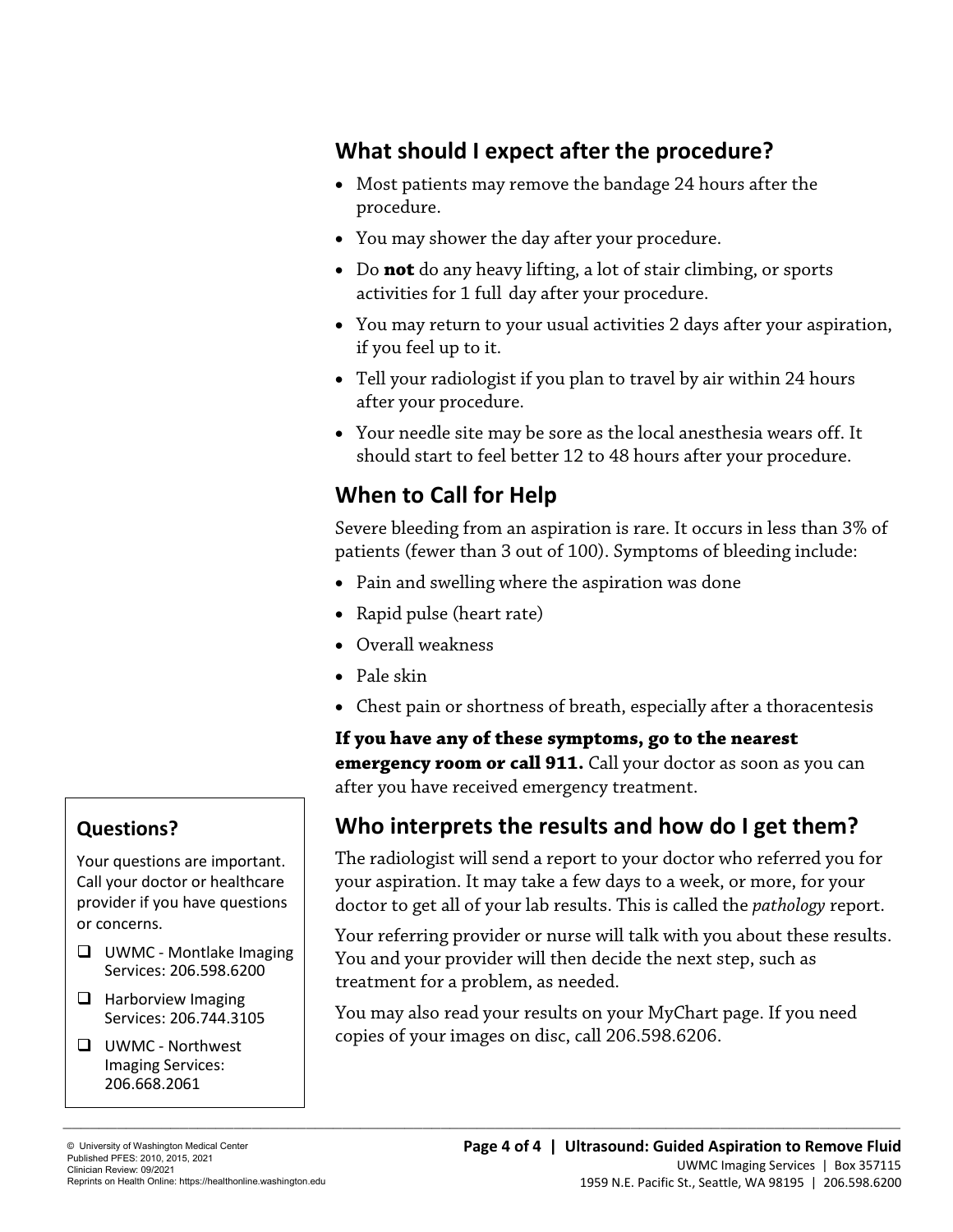## What should I expect after the procedure?

- Most patients may remove the bandage 24 hours after the procedure.
- You may shower the day after your procedure.
- Do **not** do any heavy lifting, a lot of stair climbing, or sports activities for 1 full day after your procedure.
- You may return to your usual activities 2 days after your aspiration, if you feel up to it.
- Tell your radiologist if you plan to travel by air within 24 hours after your procedure.
- Your needle site may be sore as the local anesthesia wears off. It should start to feel better 12 to 48 hours after your procedure.

## When to Call for Help

Severe bleeding from an aspiration is rare. It occurs in less than 3% of patients (fewer than 3 out of 100). Symptoms of bleeding include:

- Pain and swelling where the aspiration was done
- Rapid pulse (heart rate)
- Overall weakness
- Pale skin
- Chest pain or shortness of breath, especially after a thoracentesis

**If you have any of these symptoms, go to the nearest emergency room or call 911.** Call your doctor as soon as you can after you have received emergency treatment.

## Who interprets the results and how do I get them?

The radiologist will send a report to your doctor who referred you for your aspiration. It may take a few days to a week, or more, for your doctor to get all of your lab results. This is called the *pathology* report.

Your referring provider or nurse will talk with you about these results. You and your provider will then decide the next step, such as treatment for a problem, as needed.

You may also read your results on your MyChart page. If you need copies of your images on disc, call 206.598.6206.

### Questions?

Your questions are important. Call your doctor or healthcare provider if you have questions or concerns.

- ☐ UWMC - Montlake Imaging Services: 206.598.6200
- ☐ Harborview Imaging Services: 206.744.3105
- ☐ UWMC - Northwest Imaging Services: 206.668.2061

© University of Washington Medical Center
Published PFES: 2010, 2015, 2021
Clinician Review: 09/2021
Reprints on Health Online: https://healthonline.washington.edu

**Ultrasound: Guided Aspiration to Remove Fluid**
UWMC Imaging Services | Box 357115
1959 N.E. Pacific St., Seattle, WA 98195 | 206.598.6200